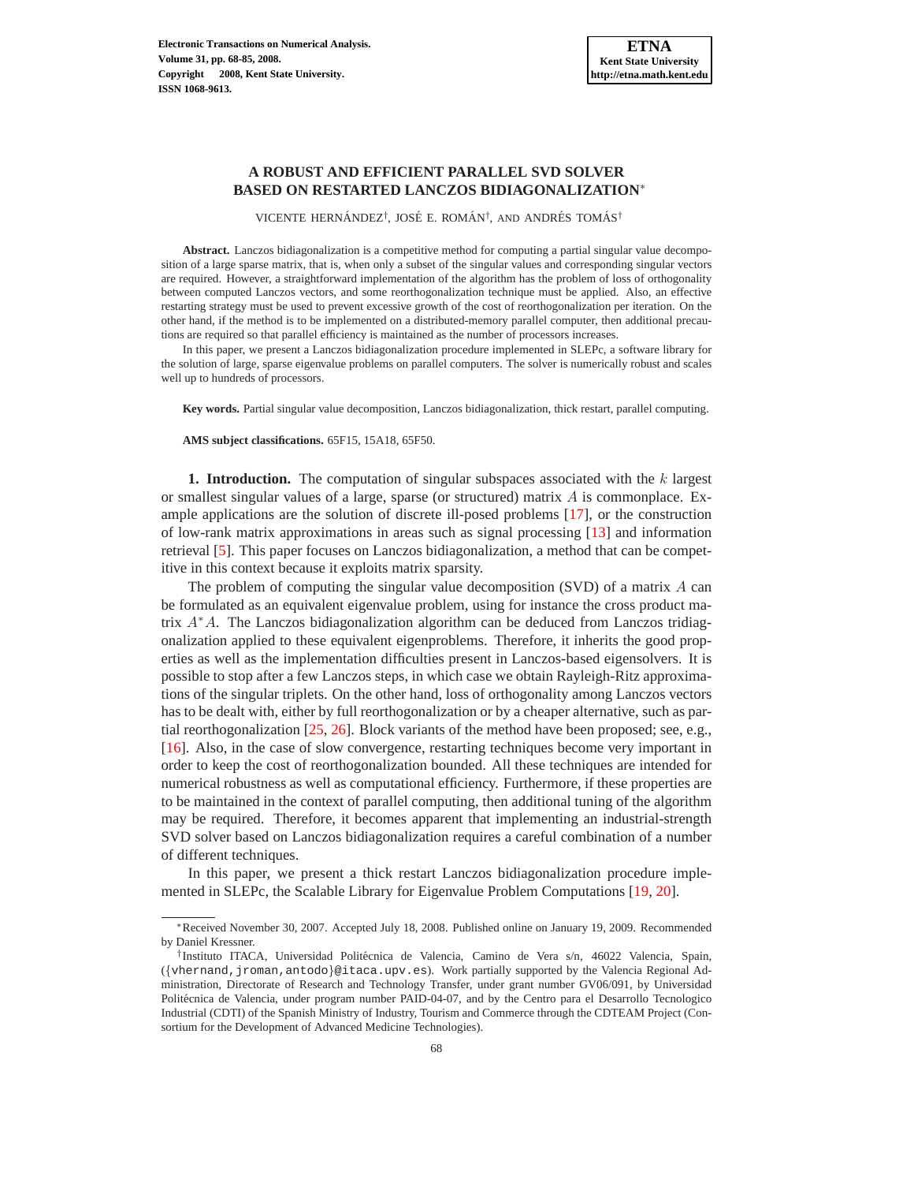# A ROBUST AND EFFICIENT PARALLEL SVD SOLVER BASED ON RESTARTED LANCZOS BIDIAGONALIZATION[*]

VICENTE HERNÁNDEZ[†], JOSÉ E. ROMÁN[†], AND ANDRÉS TOMÁS[†]

**Abstract.** Lanczos bidiagonalization is a competitive method for computing a partial singular value decomposition of a large sparse matrix, that is, when only a subset of the singular values and corresponding singular vectors are required. However, a straightforward implementation of the algorithm has the problem of loss of orthogonality between computed Lanczos vectors, and some reorthogonalization technique must be applied. Also, an effective restarting strategy must be used to prevent excessive growth of the cost of reorthogonalization per iteration. On the other hand, if the method is to be implemented on a distributed-memory parallel computer, then additional precautions are required so that parallel efficiency is maintained as the number of processors increases.

In this paper, we present a Lanczos bidiagonalization procedure implemented in SLEPc, a software library for the solution of large, sparse eigenvalue problems on parallel computers. The solver is numerically robust and scales well up to hundreds of processors.

**Key words.** Partial singular value decomposition, Lanczos bidiagonalization, thick restart, parallel computing.

**AMS subject classifications.** 65F15, 15A18, 65F50.

**1. Introduction.** The computation of singular subspaces associated with the $k$ largest or smallest singular values of a large, sparse (or structured) matrix $A$ is commonplace. Example applications are the solution of discrete ill-posed problems [17], or the construction of low-rank matrix approximations in areas such as signal processing [13] and information retrieval [5]. This paper focuses on Lanczos bidiagonalization, a method that can be competitive in this context because it exploits matrix sparsity.

The problem of computing the singular value decomposition (SVD) of a matrix $A$ can be formulated as an equivalent eigenvalue problem, using for instance the cross product matrix $A^*A$. The Lanczos bidiagonalization algorithm can be deduced from Lanczos tridiagonalization applied to these equivalent eigenproblems. Therefore, it inherits the good properties as well as the implementation difficulties present in Lanczos-based eigensolvers. It is possible to stop after a few Lanczos steps, in which case we obtain Rayleigh-Ritz approximations of the singular triplets. On the other hand, loss of orthogonality among Lanczos vectors has to be dealt with, either by full reorthogonalization or by a cheaper alternative, such as partial reorthogonalization [25, 26]. Block variants of the method have been proposed; see, e.g., [16]. Also, in the case of slow convergence, restarting techniques become very important in order to keep the cost of reorthogonalization bounded. All these techniques are intended for numerical robustness as well as computational efficiency. Furthermore, if these properties are to be maintained in the context of parallel computing, then additional tuning of the algorithm may be required. Therefore, it becomes apparent that implementing an industrial-strength SVD solver based on Lanczos bidiagonalization requires a careful combination of a number of different techniques.

In this paper, we present a thick restart Lanczos bidiagonalization procedure implemented in SLEPc, the Scalable Library for Eigenvalue Problem Computations [19, 20].

---

[*]Received November 30, 2007. Accepted July 18, 2008. Published online on January 19, 2009. Recommended by Daniel Kressner.

[†]Instituto ITACA, Universidad Politécnica de Valencia, Camino de Vera s/n, 46022 Valencia, Spain, ({vhernand,jroman,antodo}@itaca.upv.es). Work partially supported by the Valencia Regional Administration, Directorate of Research and Technology Transfer, under grant number GV06/091, by Universidad Politécnica de Valencia, under program number PAID-04-07, and by the Centro para el Desarrollo Tecnologico Industrial (CDTI) of the Spanish Ministry of Industry, Tourism and Commerce through the CDTEAM Project (Consortium for the Development of Advanced Medicine Technologies).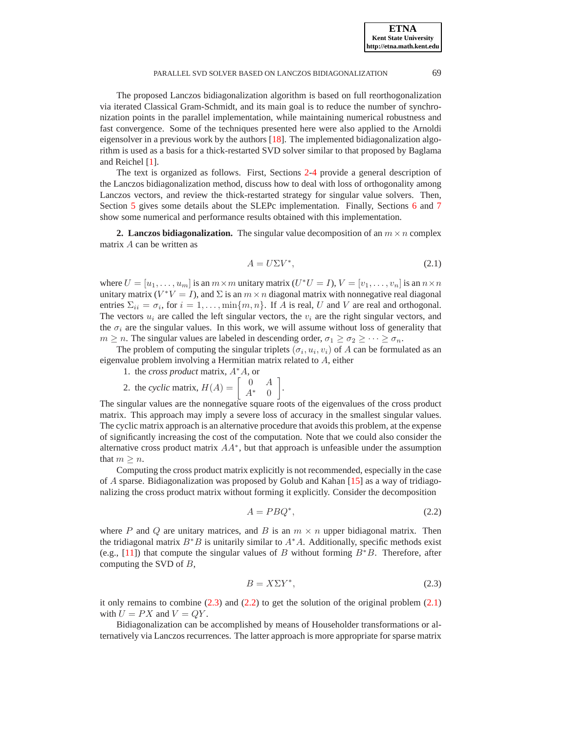The proposed Lanczos bidiagonalization algorithm is based on full reorthogonalization via iterated Classical Gram-Schmidt, and its main goal is to reduce the number of synchronization points in the parallel implementation, while maintaining numerical robustness and fast convergence. Some of the techniques presented here were also applied to the Arnoldi eigensolver in a previous work by the authors [18]. The implemented bidiagonalization algorithm is used as a basis for a thick-restarted SVD solver similar to that proposed by Baglama and Reichel [1].

The text is organized as follows. First, Sections 2-4 provide a general description of the Lanczos bidiagonalization method, discuss how to deal with loss of orthogonality among Lanczos vectors, and review the thick-restarted strategy for singular value solvers. Then, Section 5 gives some details about the SLEPc implementation. Finally, Sections 6 and 7 show some numerical and performance results obtained with this implementation.

**2. Lanczos bidiagonalization.** The singular value decomposition of an $m \times n$ complex matrix $A$ can be written as

$$A = U\Sigma V^*, \tag{2.1}$$

where $U = [u_1, \ldots, u_m]$ is an $m \times m$ unitary matrix ($U^*U = I$), $V = [v_1, \ldots, v_n]$ is an $n \times n$ unitary matrix ($V^*V = I$), and $\Sigma$ is an $m \times n$ diagonal matrix with nonnegative real diagonal entries $\Sigma_{ii} = \sigma_i$, for $i = 1, \ldots, \min\{m, n\}$. If $A$ is real, $U$ and $V$ are real and orthogonal. The vectors $u_i$ are called the left singular vectors, the $v_i$ are the right singular vectors, and the $\sigma_i$ are the singular values. In this work, we will assume without loss of generality that $m \geq n$. The singular values are labeled in descending order, $\sigma_1 \geq \sigma_2 \geq \cdots \geq \sigma_n$.

The problem of computing the singular triplets $(\sigma_i, u_i, v_i)$ of $A$ can be formulated as an eigenvalue problem involving a Hermitian matrix related to $A$, either

1. the *cross product* matrix, $A^*A$, or
2. the *cyclic* matrix, $H(A) = \begin{bmatrix} 0 & A \\ A^* & 0 \end{bmatrix}$.

The singular values are the nonnegative square roots of the eigenvalues of the cross product matrix. This approach may imply a severe loss of accuracy in the smallest singular values. The cyclic matrix approach is an alternative procedure that avoids this problem, at the expense of significantly increasing the cost of the computation. Note that we could also consider the alternative cross product matrix $AA^*$, but that approach is unfeasible under the assumption that $m \geq n$.

Computing the cross product matrix explicitly is not recommended, especially in the case of $A$ sparse. Bidiagonalization was proposed by Golub and Kahan [15] as a way of tridiagonalizing the cross product matrix without forming it explicitly. Consider the decomposition

$$A = PBQ^*, \tag{2.2}$$

where $P$ and $Q$ are unitary matrices, and $B$ is an $m \times n$ upper bidiagonal matrix. Then the tridiagonal matrix $B^*B$ is unitarily similar to $A^*A$. Additionally, specific methods exist (e.g., [11]) that compute the singular values of $B$ without forming $B^*B$. Therefore, after computing the SVD of $B$,

$$B = X\Sigma Y^*, \tag{2.3}$$

it only remains to combine (2.3) and (2.2) to get the solution of the original problem (2.1) with $U = PX$ and $V = QY$.

Bidiagonalization can be accomplished by means of Householder transformations or alternatively via Lanczos recurrences. The latter approach is more appropriate for sparse matrix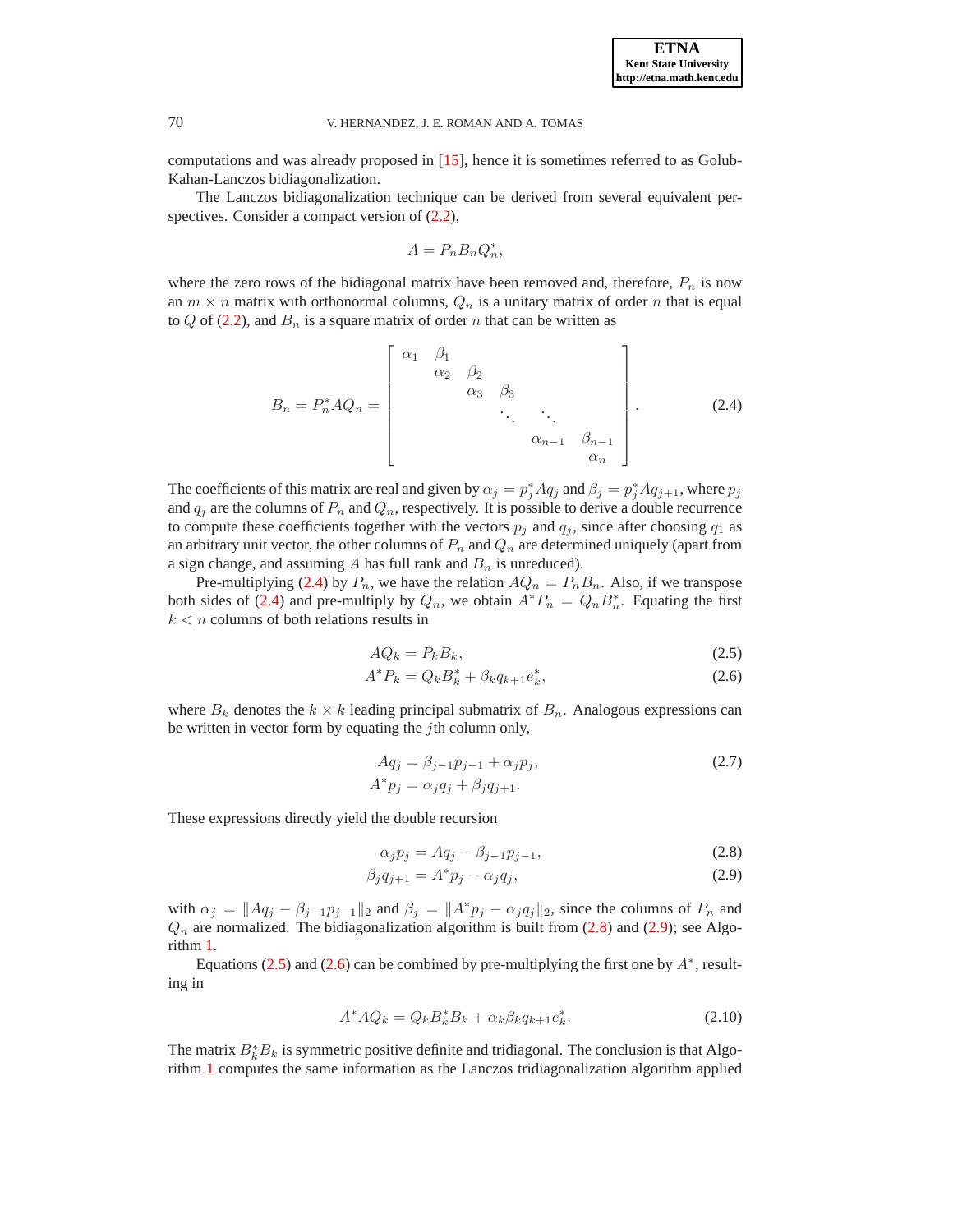computations and was already proposed in [15], hence it is sometimes referred to as Golub-Kahan-Lanczos bidiagonalization.

The Lanczos bidiagonalization technique can be derived from several equivalent perspectives. Consider a compact version of (2.2),

$$A = P_n B_n Q_n^*,$$

where the zero rows of the bidiagonal matrix have been removed and, therefore, $P_n$ is now an $m \times n$ matrix with orthonormal columns, $Q_n$ is a unitary matrix of order $n$ that is equal to $Q$ of (2.2), and $B_n$ is a square matrix of order $n$ that can be written as

$$B_n = P_n^* A Q_n = \begin{bmatrix} \alpha_1 & \beta_1 & & & & \\ & \alpha_2 & \beta_2 & & & \\ & & \alpha_3 & \beta_3 & & \\ & & & \ddots & \ddots & \\ & & & & \alpha_{n-1} & \beta_{n-1} \\ & & & & & \alpha_n \end{bmatrix}. \tag{2.4}$$

The coefficients of this matrix are real and given by $\alpha_j = p_j^* A q_j$ and $\beta_j = p_j^* A q_{j+1}$, where $p_j$ and $q_j$ are the columns of $P_n$ and $Q_n$, respectively. It is possible to derive a double recurrence to compute these coefficients together with the vectors $p_j$ and $q_j$, since after choosing $q_1$ as an arbitrary unit vector, the other columns of $P_n$ and $Q_n$ are determined uniquely (apart from a sign change, and assuming $A$ has full rank and $B_n$ is unreduced).

Pre-multiplying (2.4) by $P_n$, we have the relation $AQ_n = P_n B_n$. Also, if we transpose both sides of (2.4) and pre-multiply by $Q_n$, we obtain $A^* P_n = Q_n B_n^*$. Equating the first $k < n$ columns of both relations results in

$$AQ_k = P_k B_k, \tag{2.5}$$

$$A^* P_k = Q_k B_k^* + \beta_k q_{k+1} e_k^*, \tag{2.6}$$

where $B_k$ denotes the $k \times k$ leading principal submatrix of $B_n$. Analogous expressions can be written in vector form by equating the $j$th column only,

$$\begin{aligned} Aq_j &= \beta_{j-1} p_{j-1} + \alpha_j p_j, \\ A^* p_j &= \alpha_j q_j + \beta_j q_{j+1}. \end{aligned} \tag{2.7}$$

These expressions directly yield the double recursion

$$\alpha_j p_j = Aq_j - \beta_{j-1} p_{j-1}, \tag{2.8}$$

$$\beta_j q_{j+1} = A^* p_j - \alpha_j q_j, \tag{2.9}$$

with $\alpha_j = \|Aq_j - \beta_{j-1} p_{j-1}\|_2$ and $\beta_j = \|A^* p_j - \alpha_j q_j\|_2$, since the columns of $P_n$ and $Q_n$ are normalized. The bidiagonalization algorithm is built from (2.8) and (2.9); see Algorithm 1.

Equations (2.5) and (2.6) can be combined by pre-multiplying the first one by $A^*$, resulting in

$$A^* A Q_k = Q_k B_k^* B_k + \alpha_k \beta_k q_{k+1} e_k^*. \tag{2.10}$$

The matrix $B_k^* B_k$ is symmetric positive definite and tridiagonal. The conclusion is that Algorithm 1 computes the same information as the Lanczos tridiagonalization algorithm applied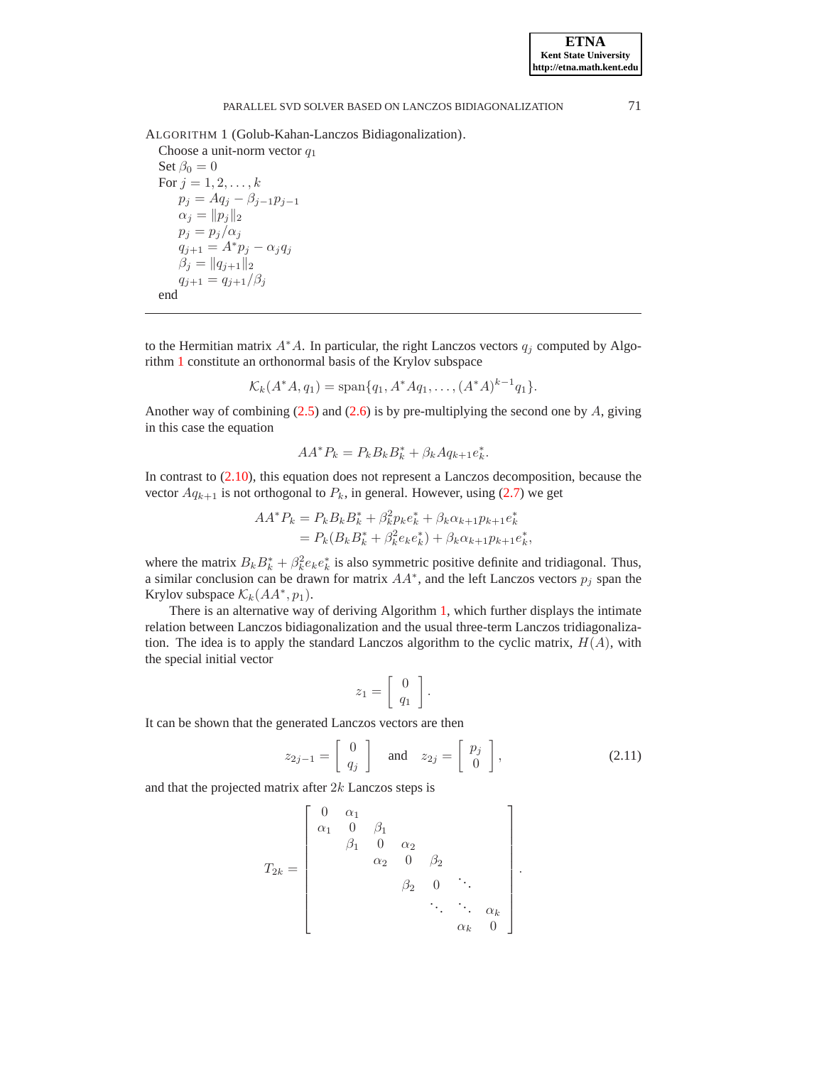ALGORITHM 1 (Golub-Kahan-Lanczos Bidiagonalization).

Choose a unit-norm vector $q_1$
Set $\beta_0 = 0$
For $j = 1, 2, \ldots, k$
  $p_j = Aq_j - \beta_{j-1} p_{j-1}$
  $\alpha_j = \|p_j\|_2$
  $p_j = p_j / \alpha_j$
  $q_{j+1} = A^* p_j - \alpha_j q_j$
  $\beta_j = \|q_{j+1}\|_2$
  $q_{j+1} = q_{j+1} / \beta_j$
end

---

to the Hermitian matrix $A^*A$. In particular, the right Lanczos vectors $q_j$ computed by Algorithm 1 constitute an orthonormal basis of the Krylov subspace

$$\mathcal{K}_k(A^*A, q_1) = \operatorname{span}\{q_1, A^*Aq_1, \ldots, (A^*A)^{k-1} q_1\}.$$

Another way of combining (2.5) and (2.6) is by pre-multiplying the second one by $A$, giving in this case the equation

$$AA^* P_k = P_k B_k B_k^* + \beta_k A q_{k+1} e_k^*.$$

In contrast to (2.10), this equation does not represent a Lanczos decomposition, because the vector $Aq_{k+1}$ is not orthogonal to $P_k$, in general. However, using (2.7) we get

$$\begin{aligned} AA^* P_k &= P_k B_k B_k^* + \beta_k^2 p_k e_k^* + \beta_k \alpha_{k+1} p_{k+1} e_k^* \\ &= P_k (B_k B_k^* + \beta_k^2 e_k e_k^*) + \beta_k \alpha_{k+1} p_{k+1} e_k^*, \end{aligned}$$

where the matrix $B_k B_k^* + \beta_k^2 e_k e_k^*$ is also symmetric positive definite and tridiagonal. Thus, a similar conclusion can be drawn for matrix $AA^*$, and the left Lanczos vectors $p_j$ span the Krylov subspace $\mathcal{K}_k(AA^*, p_1)$.

There is an alternative way of deriving Algorithm 1, which further displays the intimate relation between Lanczos bidiagonalization and the usual three-term Lanczos tridiagonalization. The idea is to apply the standard Lanczos algorithm to the cyclic matrix, $H(A)$, with the special initial vector

$$z_1 = \begin{bmatrix} 0 \\ q_1 \end{bmatrix}.$$

It can be shown that the generated Lanczos vectors are then

$$z_{2j-1} = \begin{bmatrix} 0 \\ q_j \end{bmatrix} \quad \text{and} \quad z_{2j} = \begin{bmatrix} p_j \\ 0 \end{bmatrix}, \tag{2.11}$$

and that the projected matrix after $2k$ Lanczos steps is

$$T_{2k} = \begin{bmatrix} 0 & \alpha_1 & & & & & \\ \alpha_1 & 0 & \beta_1 & & & & \\ & \beta_1 & 0 & \alpha_2 & & & \\ & & \alpha_2 & 0 & \beta_2 & & \\ & & & \beta_2 & 0 & \ddots & \\ & & & & \ddots & \ddots & \alpha_k \\ & & & & & \alpha_k & 0 \end{bmatrix}.$$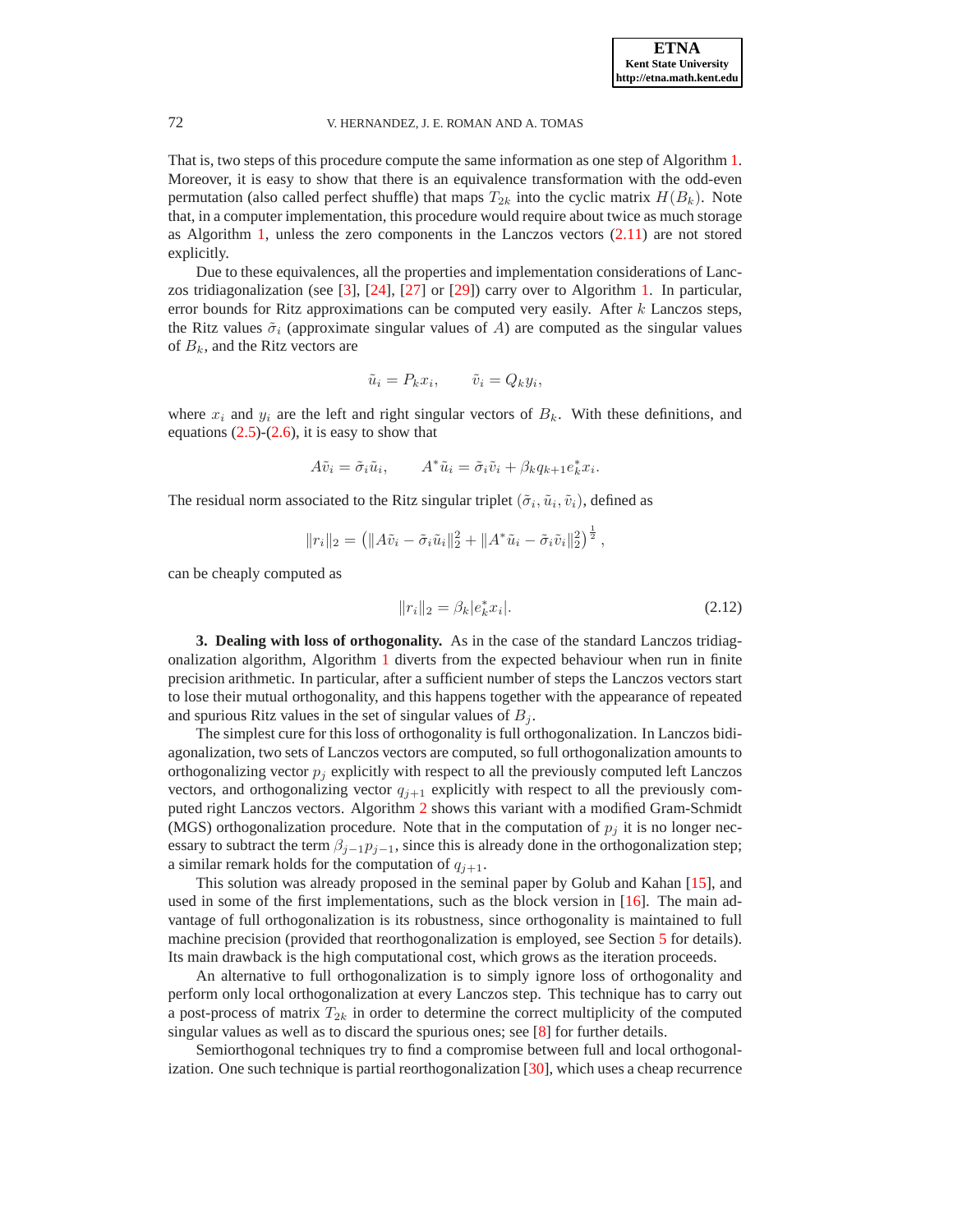That is, two steps of this procedure compute the same information as one step of Algorithm 1. Moreover, it is easy to show that there is an equivalence transformation with the odd-even permutation (also called perfect shuffle) that maps $T_{2k}$ into the cyclic matrix $H(B_k)$. Note that, in a computer implementation, this procedure would require about twice as much storage as Algorithm 1, unless the zero components in the Lanczos vectors (2.11) are not stored explicitly.

Due to these equivalences, all the properties and implementation considerations of Lanczos tridiagonalization (see [3], [24], [27] or [29]) carry over to Algorithm 1. In particular, error bounds for Ritz approximations can be computed very easily. After $k$ Lanczos steps, the Ritz values $\tilde{\sigma}_i$ (approximate singular values of $A$) are computed as the singular values of $B_k$, and the Ritz vectors are

$$\tilde{u}_i = P_k x_i, \qquad \tilde{v}_i = Q_k y_i,$$

where $x_i$ and $y_i$ are the left and right singular vectors of $B_k$. With these definitions, and equations (2.5)-(2.6), it is easy to show that

$$A\tilde{v}_i = \tilde{\sigma}_i \tilde{u}_i, \qquad A^* \tilde{u}_i = \tilde{\sigma}_i \tilde{v}_i + \beta_k q_{k+1} e_k^* x_i.$$

The residual norm associated to the Ritz singular triplet $(\tilde{\sigma}_i, \tilde{u}_i, \tilde{v}_i)$, defined as

$$\|r_i\|_2 = \left( \|A\tilde{v}_i - \tilde{\sigma}_i \tilde{u}_i\|_2^2 + \|A^* \tilde{u}_i - \tilde{\sigma}_i \tilde{v}_i\|_2^2 \right)^{\frac{1}{2}},$$

can be cheaply computed as

$$\|r_i\|_2 = \beta_k |e_k^* x_i|. \tag{2.12}$$

## 3. Dealing with loss of orthogonality.

As in the case of the standard Lanczos tridiagonalization algorithm, Algorithm 1 diverts from the expected behaviour when run in finite precision arithmetic. In particular, after a sufficient number of steps the Lanczos vectors start to lose their mutual orthogonality, and this happens together with the appearance of repeated and spurious Ritz values in the set of singular values of $B_j$.

The simplest cure for this loss of orthogonality is full orthogonalization. In Lanczos bidiagonalization, two sets of Lanczos vectors are computed, so full orthogonalization amounts to orthogonalizing vector $p_j$ explicitly with respect to all the previously computed left Lanczos vectors, and orthogonalizing vector $q_{j+1}$ explicitly with respect to all the previously computed right Lanczos vectors. Algorithm 2 shows this variant with a modified Gram-Schmidt (MGS) orthogonalization procedure. Note that in the computation of $p_j$ it is no longer necessary to subtract the term $\beta_{j-1} p_{j-1}$, since this is already done in the orthogonalization step; a similar remark holds for the computation of $q_{j+1}$.

This solution was already proposed in the seminal paper by Golub and Kahan [15], and used in some of the first implementations, such as the block version in [16]. The main advantage of full orthogonalization is its robustness, since orthogonality is maintained to full machine precision (provided that reorthogonalization is employed, see Section 5 for details). Its main drawback is the high computational cost, which grows as the iteration proceeds.

An alternative to full orthogonalization is to simply ignore loss of orthogonality and perform only local orthogonalization at every Lanczos step. This technique has to carry out a post-process of matrix $T_{2k}$ in order to determine the correct multiplicity of the computed singular values as well as to discard the spurious ones; see [8] for further details.

Semiorthogonal techniques try to find a compromise between full and local orthogonalization. One such technique is partial reorthogonalization [30], which uses a cheap recurrence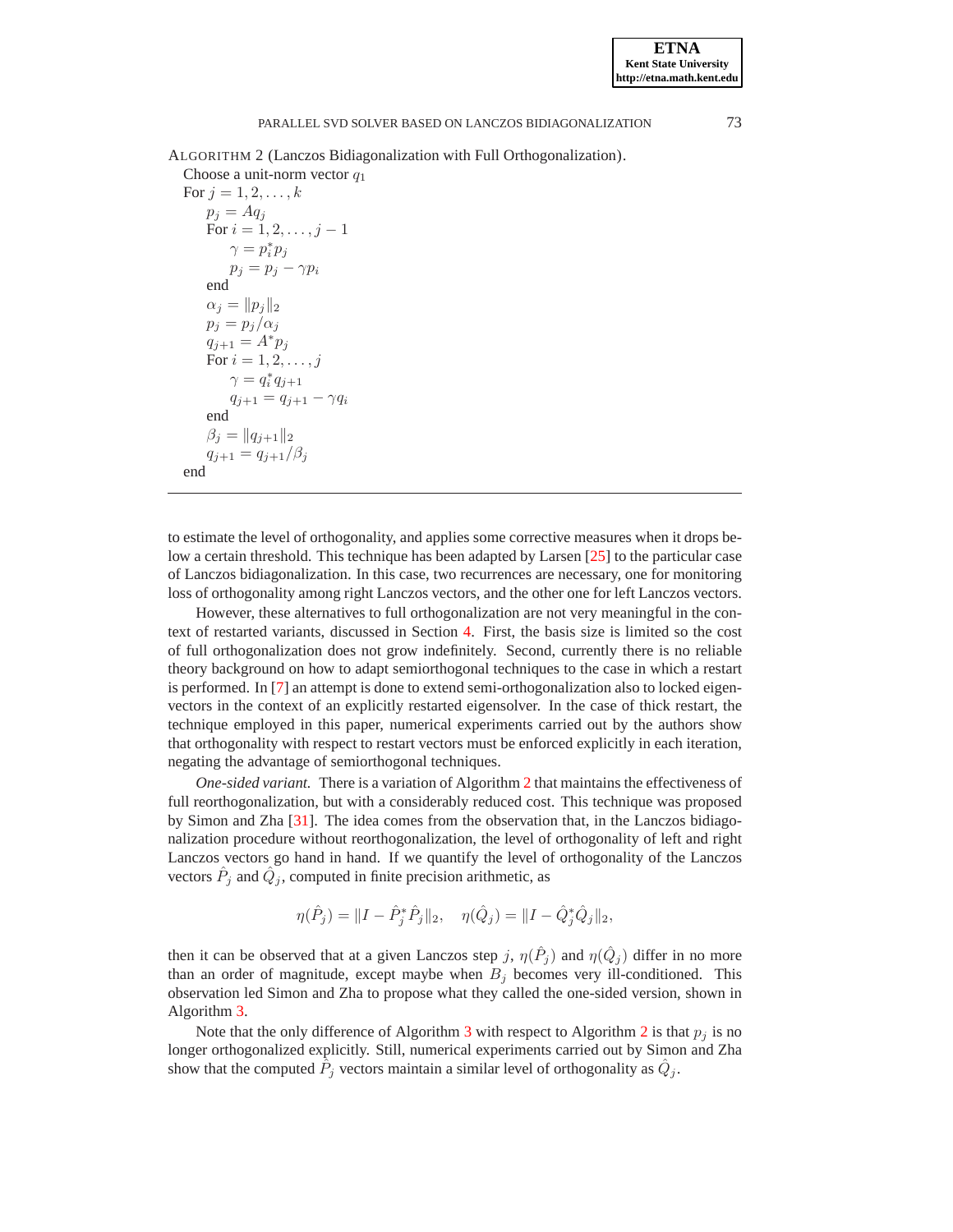ALGORITHM 2 (Lanczos Bidiagonalization with Full Orthogonalization).

```
Choose a unit-norm vector q_1
For j = 1, 2, ..., k
    p_j = A q_j
    For i = 1, 2, ..., j - 1
        γ = p_i^* p_j
        p_j = p_j - γ p_i
    end
    α_j = ||p_j||_2
    p_j = p_j / α_j
    q_{j+1} = A^* p_j
    For i = 1, 2, ..., j
        γ = q_i^* q_{j+1}
        q_{j+1} = q_{j+1} - γ q_i
    end
    β_j = ||q_{j+1}||_2
    q_{j+1} = q_{j+1} / β_j
end
```

---

to estimate the level of orthogonality, and applies some corrective measures when it drops below a certain threshold. This technique has been adapted by Larsen [25] to the particular case of Lanczos bidiagonalization. In this case, two recurrences are necessary, one for monitoring loss of orthogonality among right Lanczos vectors, and the other one for left Lanczos vectors.

However, these alternatives to full orthogonalization are not very meaningful in the context of restarted variants, discussed in Section 4. First, the basis size is limited so the cost of full orthogonalization does not grow indefinitely. Second, currently there is no reliable theory background on how to adapt semiorthogonal techniques to the case in which a restart is performed. In [7] an attempt is done to extend semi-orthogonalization also to locked eigenvectors in the context of an explicitly restarted eigensolver. In the case of thick restart, the technique employed in this paper, numerical experiments carried out by the authors show that orthogonality with respect to restart vectors must be enforced explicitly in each iteration, negating the advantage of semiorthogonal techniques.

*One-sided variant.* There is a variation of Algorithm 2 that maintains the effectiveness of full reorthogonalization, but with a considerably reduced cost. This technique was proposed by Simon and Zha [31]. The idea comes from the observation that, in the Lanczos bidiagonalization procedure without reorthogonalization, the level of orthogonality of left and right Lanczos vectors go hand in hand. If we quantify the level of orthogonality of the Lanczos vectors $\hat{P}_j$ and $\hat{Q}_j$, computed in finite precision arithmetic, as

$$\eta(\hat{P}_j) = \|I - \hat{P}_j^* \hat{P}_j\|_2, \quad \eta(\hat{Q}_j) = \|I - \hat{Q}_j^* \hat{Q}_j\|_2,$$

then it can be observed that at a given Lanczos step $j$, $\eta(\hat{P}_j)$ and $\eta(\hat{Q}_j)$ differ in no more than an order of magnitude, except maybe when $B_j$ becomes very ill-conditioned. This observation led Simon and Zha to propose what they called the one-sided version, shown in Algorithm 3.

Note that the only difference of Algorithm 3 with respect to Algorithm 2 is that $p_j$ is no longer orthogonalized explicitly. Still, numerical experiments carried out by Simon and Zha show that the computed $\hat{P}_j$ vectors maintain a similar level of orthogonality as $\hat{Q}_j$.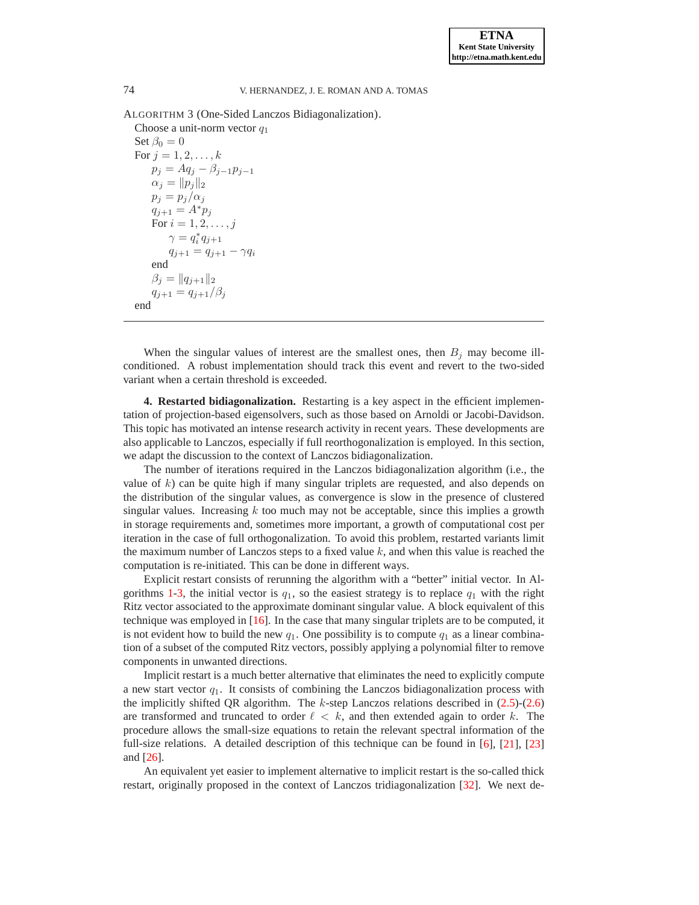ALGORITHM 3 (One-Sided Lanczos Bidiagonalization).

Choose a unit-norm vector $q_1$
Set $\beta_0 = 0$
For $j = 1, 2, \ldots, k$
  $p_j = Aq_j - \beta_{j-1}p_{j-1}$
  $\alpha_j = \|p_j\|_2$
  $p_j = p_j/\alpha_j$
  $q_{j+1} = A^*p_j$
  For $i = 1, 2, \ldots, j$
    $\gamma = q_i^* q_{j+1}$
    $q_{j+1} = q_{j+1} - \gamma q_i$
  end
  $\beta_j = \|q_{j+1}\|_2$
  $q_{j+1} = q_{j+1}/\beta_j$
end

---

When the singular values of interest are the smallest ones, then $B_j$ may become ill-conditioned. A robust implementation should track this event and revert to the two-sided variant when a certain threshold is exceeded.

**4. Restarted bidiagonalization.** Restarting is a key aspect in the efficient implementation of projection-based eigensolvers, such as those based on Arnoldi or Jacobi-Davidson. This topic has motivated an intense research activity in recent years. These developments are also applicable to Lanczos, especially if full reorthogonalization is employed. In this section, we adapt the discussion to the context of Lanczos bidiagonalization.

The number of iterations required in the Lanczos bidiagonalization algorithm (i.e., the value of $k$) can be quite high if many singular triplets are requested, and also depends on the distribution of the singular values, as convergence is slow in the presence of clustered singular values. Increasing $k$ too much may not be acceptable, since this implies a growth in storage requirements and, sometimes more important, a growth of computational cost per iteration in the case of full orthogonalization. To avoid this problem, restarted variants limit the maximum number of Lanczos steps to a fixed value $k$, and when this value is reached the computation is re-initiated. This can be done in different ways.

Explicit restart consists of rerunning the algorithm with a "better" initial vector. In Algorithms 1-3, the initial vector is $q_1$, so the easiest strategy is to replace $q_1$ with the right Ritz vector associated to the approximate dominant singular value. A block equivalent of this technique was employed in [16]. In the case that many singular triplets are to be computed, it is not evident how to build the new $q_1$. One possibility is to compute $q_1$ as a linear combination of a subset of the computed Ritz vectors, possibly applying a polynomial filter to remove components in unwanted directions.

Implicit restart is a much better alternative that eliminates the need to explicitly compute a new start vector $q_1$. It consists of combining the Lanczos bidiagonalization process with the implicitly shifted QR algorithm. The $k$-step Lanczos relations described in (2.5)-(2.6) are transformed and truncated to order $\ell < k$, and then extended again to order $k$. The procedure allows the small-size equations to retain the relevant spectral information of the full-size relations. A detailed description of this technique can be found in [6], [21], [23] and [26].

An equivalent yet easier to implement alternative to implicit restart is the so-called thick restart, originally proposed in the context of Lanczos tridiagonalization [32]. We next de-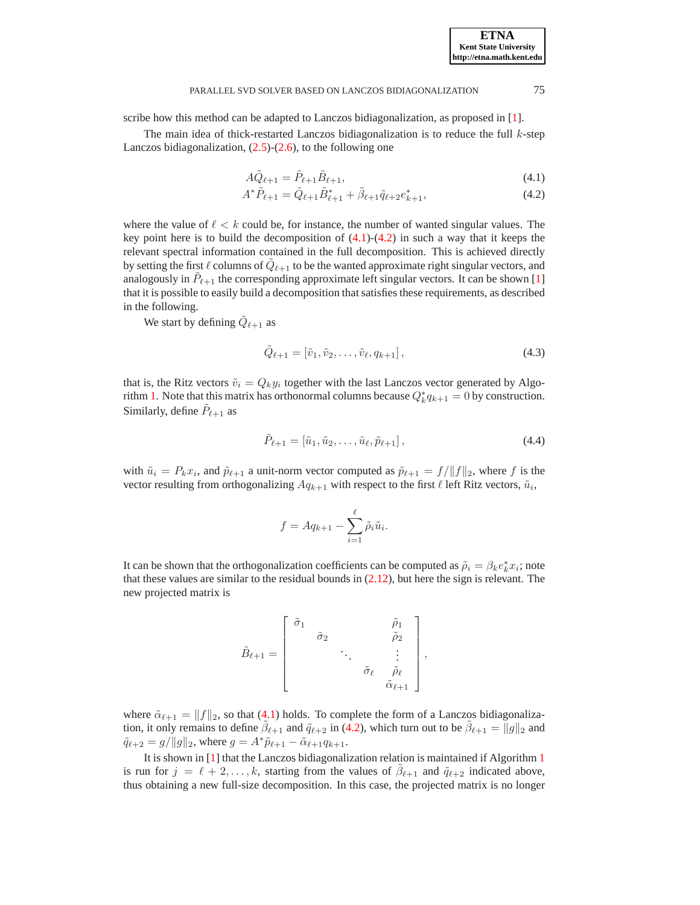scribe how this method can be adapted to Lanczos bidiagonalization, as proposed in [1].

The main idea of thick-restarted Lanczos bidiagonalization is to reduce the full $k$-step Lanczos bidiagonalization, (2.5)-(2.6), to the following one

$$A\tilde{Q}_{\ell+1} = \tilde{P}_{\ell+1}\tilde{B}_{\ell+1}, \tag{4.1}$$

$$A^*\tilde{P}_{\ell+1} = \tilde{Q}_{\ell+1}\tilde{B}^*_{\ell+1} + \tilde{\beta}_{\ell+1}\tilde{q}_{\ell+2}e^*_{k+1}, \tag{4.2}$$

where the value of $\ell < k$ could be, for instance, the number of wanted singular values. The key point here is to build the decomposition of (4.1)-(4.2) in such a way that it keeps the relevant spectral information contained in the full decomposition. This is achieved directly by setting the first $\ell$ columns of $\tilde{Q}_{\ell+1}$ to be the wanted approximate right singular vectors, and analogously in $\tilde{P}_{\ell+1}$ the corresponding approximate left singular vectors. It can be shown [1] that it is possible to easily build a decomposition that satisfies these requirements, as described in the following.

We start by defining $\tilde{Q}_{\ell+1}$ as

$$\tilde{Q}_{\ell+1} = [\tilde{v}_1, \tilde{v}_2, \ldots, \tilde{v}_\ell, q_{k+1}], \tag{4.3}$$

that is, the Ritz vectors $\tilde{v}_i = Q_k y_i$ together with the last Lanczos vector generated by Algorithm 1. Note that this matrix has orthonormal columns because $Q^*_k q_{k+1} = 0$ by construction. Similarly, define $\tilde{P}_{\ell+1}$ as

$$\tilde{P}_{\ell+1} = [\tilde{u}_1, \tilde{u}_2, \ldots, \tilde{u}_\ell, \tilde{p}_{\ell+1}], \tag{4.4}$$

with $\tilde{u}_i = P_k x_i$, and $\tilde{p}_{\ell+1}$ a unit-norm vector computed as $\tilde{p}_{\ell+1} = f/\|f\|_2$, where $f$ is the vector resulting from orthogonalizing $Aq_{k+1}$ with respect to the first $\ell$ left Ritz vectors, $\tilde{u}_i$,

$$f = Aq_{k+1} - \sum_{i=1}^{\ell} \tilde{\rho}_i \tilde{u}_i.$$

It can be shown that the orthogonalization coefficients can be computed as $\tilde{\rho}_i = \beta_k e^*_k x_i$; note that these values are similar to the residual bounds in (2.12), but here the sign is relevant. The new projected matrix is

$$\tilde{B}_{\ell+1} = \begin{bmatrix} \tilde{\sigma}_1 & & & & \tilde{\rho}_1 \\ & \tilde{\sigma}_2 & & & \tilde{\rho}_2 \\ & & \ddots & & \vdots \\ & & & \tilde{\sigma}_\ell & \tilde{\rho}_\ell \\ & & & & \tilde{\alpha}_{\ell+1} \end{bmatrix},$$

where $\tilde{\alpha}_{\ell+1} = \|f\|_2$, so that (4.1) holds. To complete the form of a Lanczos bidiagonalization, it only remains to define $\tilde{\beta}_{\ell+1}$ and $\tilde{q}_{\ell+2}$ in (4.2), which turn out to be $\tilde{\beta}_{\ell+1} = \|g\|_2$ and $\tilde{q}_{\ell+2} = g/\|g\|_2$, where $g = A^*\tilde{p}_{\ell+1} - \tilde{\alpha}_{\ell+1}q_{k+1}$.

It is shown in [1] that the Lanczos bidiagonalization relation is maintained if Algorithm 1 is run for $j = \ell+2, \ldots, k$, starting from the values of $\tilde{\beta}_{\ell+1}$ and $\tilde{q}_{\ell+2}$ indicated above, thus obtaining a new full-size decomposition. In this case, the projected matrix is no longer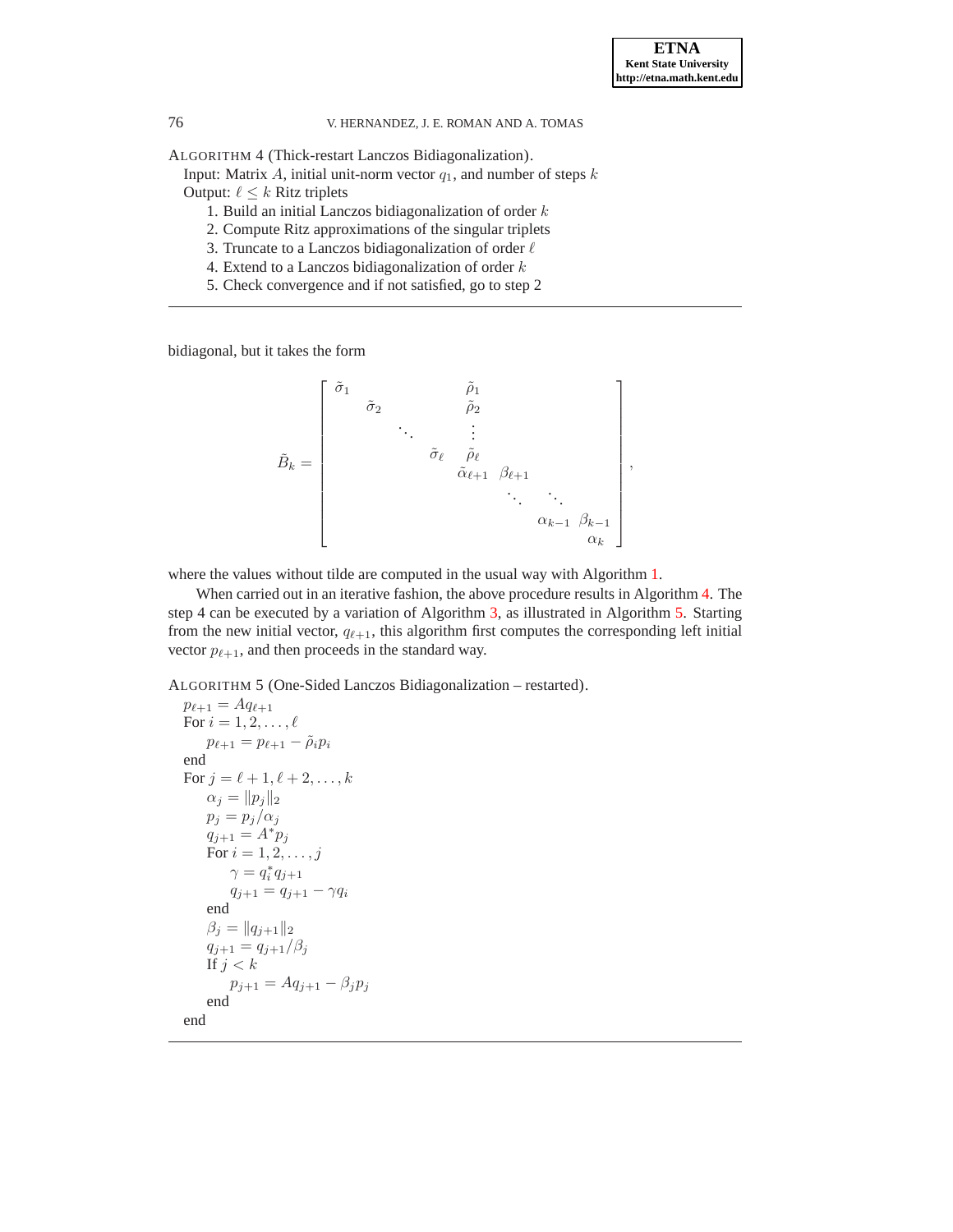ALGORITHM 4 (Thick-restart Lanczos Bidiagonalization).

Input: Matrix $A$, initial unit-norm vector $q_1$, and number of steps $k$

Output: $\ell \leq k$ Ritz triplets

1. Build an initial Lanczos bidiagonalization of order $k$
2. Compute Ritz approximations of the singular triplets
3. Truncate to a Lanczos bidiagonalization of order $\ell$
4. Extend to a Lanczos bidiagonalization of order $k$
5. Check convergence and if not satisfied, go to step 2

---

bidiagonal, but it takes the form

$$\tilde{B}_k = \begin{bmatrix} \tilde{\sigma}_1 & & & & \tilde{\rho}_1 & & & \\ & \tilde{\sigma}_2 & & & \tilde{\rho}_2 & & & \\ & & \ddots & & \vdots & & & \\ & & & \tilde{\sigma}_\ell & \tilde{\rho}_\ell & & & \\ & & & & \tilde{\alpha}_{\ell+1} & \beta_{\ell+1} & & \\ & & & & & \ddots & \ddots & \\ & & & & & & \alpha_{k-1} & \beta_{k-1} \\ & & & & & & & \alpha_k \end{bmatrix},$$

where the values without tilde are computed in the usual way with Algorithm 1.

When carried out in an iterative fashion, the above procedure results in Algorithm 4. The step 4 can be executed by a variation of Algorithm 3, as illustrated in Algorithm 5. Starting from the new initial vector, $q_{\ell+1}$, this algorithm first computes the corresponding left initial vector $p_{\ell+1}$, and then proceeds in the standard way.

ALGORITHM 5 (One-Sided Lanczos Bidiagonalization – restarted).

$p_{\ell+1} = Aq_{\ell+1}$
For $i = 1, 2, \ldots, \ell$
  $p_{\ell+1} = p_{\ell+1} - \tilde{\rho}_i p_i$
end
For $j = \ell+1, \ell+2, \ldots, k$
  $\alpha_j = \|p_j\|_2$
  $p_j = p_j/\alpha_j$
  $q_{j+1} = A^* p_j$
  For $i = 1, 2, \ldots, j$
    $\gamma = q_i^* q_{j+1}$
    $q_{j+1} = q_{j+1} - \gamma q_i$
  end
  $\beta_j = \|q_{j+1}\|_2$
  $q_{j+1} = q_{j+1}/\beta_j$
  If $j < k$
    $p_{j+1} = Aq_{j+1} - \beta_j p_j$
  end
end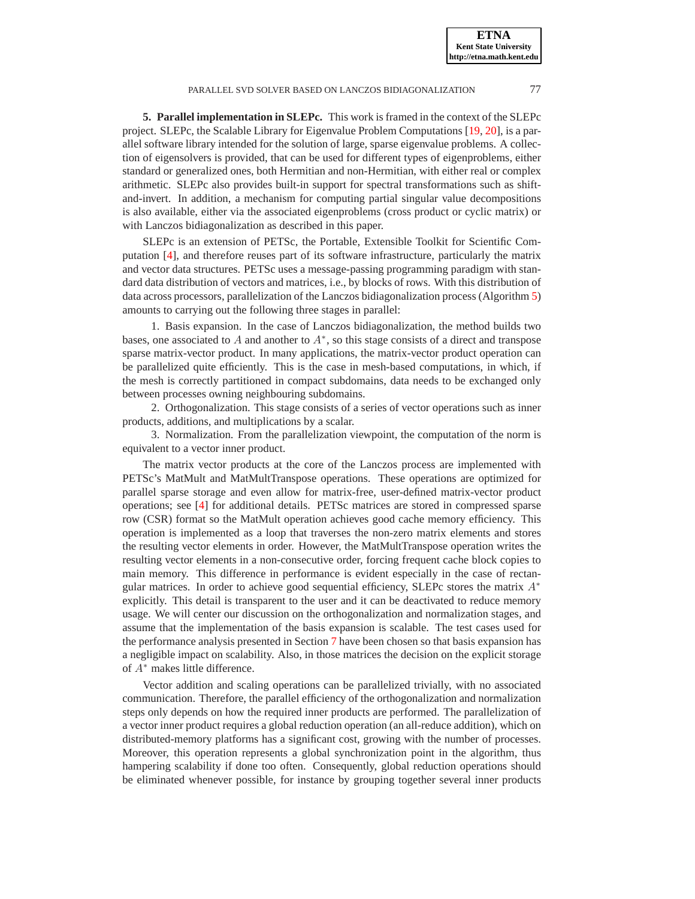**5. Parallel implementation in SLEPc.** This work is framed in the context of the SLEPc project. SLEPc, the Scalable Library for Eigenvalue Problem Computations [19, 20], is a parallel software library intended for the solution of large, sparse eigenvalue problems. A collection of eigensolvers is provided, that can be used for different types of eigenproblems, either standard or generalized ones, both Hermitian and non-Hermitian, with either real or complex arithmetic. SLEPc also provides built-in support for spectral transformations such as shift-and-invert. In addition, a mechanism for computing partial singular value decompositions is also available, either via the associated eigenproblems (cross product or cyclic matrix) or with Lanczos bidiagonalization as described in this paper.

SLEPc is an extension of PETSc, the Portable, Extensible Toolkit for Scientific Computation [4], and therefore reuses part of its software infrastructure, particularly the matrix and vector data structures. PETSc uses a message-passing programming paradigm with standard data distribution of vectors and matrices, i.e., by blocks of rows. With this distribution of data across processors, parallelization of the Lanczos bidiagonalization process (Algorithm 5) amounts to carrying out the following three stages in parallel:

1. Basis expansion. In the case of Lanczos bidiagonalization, the method builds two bases, one associated to $A$ and another to $A^*$, so this stage consists of a direct and transpose sparse matrix-vector product. In many applications, the matrix-vector product operation can be parallelized quite efficiently. This is the case in mesh-based computations, in which, if the mesh is correctly partitioned in compact subdomains, data needs to be exchanged only between processes owning neighbouring subdomains.
2. Orthogonalization. This stage consists of a series of vector operations such as inner products, additions, and multiplications by a scalar.
3. Normalization. From the parallelization viewpoint, the computation of the norm is equivalent to a vector inner product.

The matrix vector products at the core of the Lanczos process are implemented with PETSc's MatMult and MatMultTranspose operations. These operations are optimized for parallel sparse storage and even allow for matrix-free, user-defined matrix-vector product operations; see [4] for additional details. PETSc matrices are stored in compressed sparse row (CSR) format so the MatMult operation achieves good cache memory efficiency. This operation is implemented as a loop that traverses the non-zero matrix elements and stores the resulting vector elements in order. However, the MatMultTranspose operation writes the resulting vector elements in a non-consecutive order, forcing frequent cache block copies to main memory. This difference in performance is evident especially in the case of rectangular matrices. In order to achieve good sequential efficiency, SLEPc stores the matrix $A^*$ explicitly. This detail is transparent to the user and it can be deactivated to reduce memory usage. We will center our discussion on the orthogonalization and normalization stages, and assume that the implementation of the basis expansion is scalable. The test cases used for the performance analysis presented in Section 7 have been chosen so that basis expansion has a negligible impact on scalability. Also, in those matrices the decision on the explicit storage of $A^*$ makes little difference.

Vector addition and scaling operations can be parallelized trivially, with no associated communication. Therefore, the parallel efficiency of the orthogonalization and normalization steps only depends on how the required inner products are performed. The parallelization of a vector inner product requires a global reduction operation (an all-reduce addition), which on distributed-memory platforms has a significant cost, growing with the number of processes. Moreover, this operation represents a global synchronization point in the algorithm, thus hampering scalability if done too often. Consequently, global reduction operations should be eliminated whenever possible, for instance by grouping together several inner products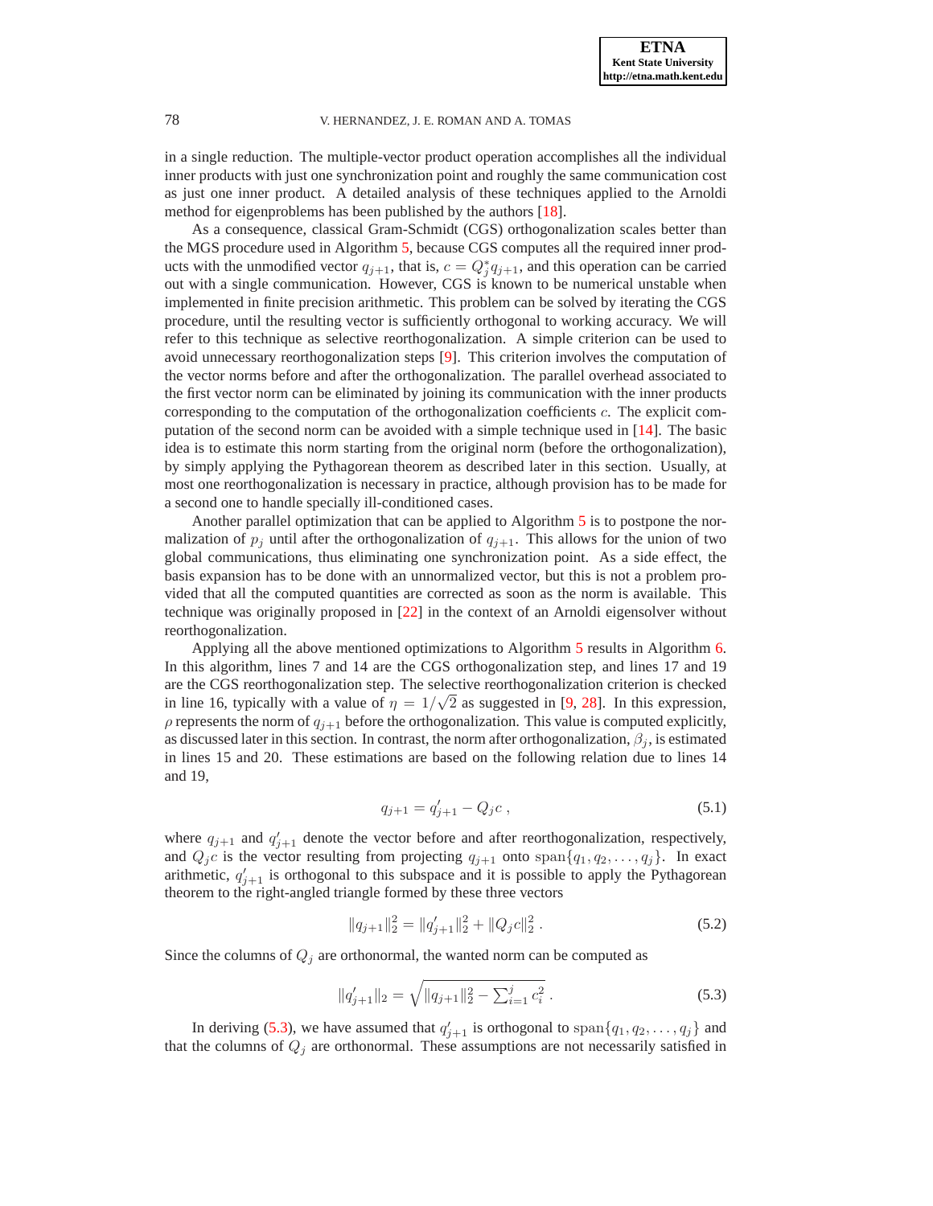in a single reduction. The multiple-vector product operation accomplishes all the individual inner products with just one synchronization point and roughly the same communication cost as just one inner product. A detailed analysis of these techniques applied to the Arnoldi method for eigenproblems has been published by the authors [18].

As a consequence, classical Gram-Schmidt (CGS) orthogonalization scales better than the MGS procedure used in Algorithm 5, because CGS computes all the required inner products with the unmodified vector $q_{j+1}$, that is, $c = Q_j^* q_{j+1}$, and this operation can be carried out with a single communication. However, CGS is known to be numerical unstable when implemented in finite precision arithmetic. This problem can be solved by iterating the CGS procedure, until the resulting vector is sufficiently orthogonal to working accuracy. We will refer to this technique as selective reorthogonalization. A simple criterion can be used to avoid unnecessary reorthogonalization steps [9]. This criterion involves the computation of the vector norms before and after the orthogonalization. The parallel overhead associated to the first vector norm can be eliminated by joining its communication with the inner products corresponding to the computation of the orthogonalization coefficients $c$. The explicit computation of the second norm can be avoided with a simple technique used in [14]. The basic idea is to estimate this norm starting from the original norm (before the orthogonalization), by simply applying the Pythagorean theorem as described later in this section. Usually, at most one reorthogonalization is necessary in practice, although provision has to be made for a second one to handle specially ill-conditioned cases.

Another parallel optimization that can be applied to Algorithm 5 is to postpone the normalization of $p_j$ until after the orthogonalization of $q_{j+1}$. This allows for the union of two global communications, thus eliminating one synchronization point. As a side effect, the basis expansion has to be done with an unnormalized vector, but this is not a problem provided that all the computed quantities are corrected as soon as the norm is available. This technique was originally proposed in [22] in the context of an Arnoldi eigensolver without reorthogonalization.

Applying all the above mentioned optimizations to Algorithm 5 results in Algorithm 6. In this algorithm, lines 7 and 14 are the CGS orthogonalization step, and lines 17 and 19 are the CGS reorthogonalization step. The selective reorthogonalization criterion is checked in line 16, typically with a value of $\eta = 1/\sqrt{2}$ as suggested in [9, 28]. In this expression, $\rho$ represents the norm of $q_{j+1}$ before the orthogonalization. This value is computed explicitly, as discussed later in this section. In contrast, the norm after orthogonalization, $\beta_j$, is estimated in lines 15 and 20. These estimations are based on the following relation due to lines 14 and 19,

$$q_{j+1} = q'_{j+1} - Q_j c\ , \tag{5.1}$$

where $q_{j+1}$ and $q'_{j+1}$ denote the vector before and after reorthogonalization, respectively, and $Q_j c$ is the vector resulting from projecting $q_{j+1}$ onto $\operatorname{span}\{q_1, q_2, \ldots, q_j\}$. In exact arithmetic, $q'_{j+1}$ is orthogonal to this subspace and it is possible to apply the Pythagorean theorem to the right-angled triangle formed by these three vectors

$$\|q_{j+1}\|_2^2 = \|q'_{j+1}\|_2^2 + \|Q_j c\|_2^2\ . \tag{5.2}$$

Since the columns of $Q_j$ are orthonormal, the wanted norm can be computed as

$$\|q'_{j+1}\|_2 = \sqrt{\|q_{j+1}\|_2^2 - \textstyle\sum_{i=1}^{j} c_i^2}\ . \tag{5.3}$$

In deriving (5.3), we have assumed that $q'_{j+1}$ is orthogonal to $\operatorname{span}\{q_1, q_2, \ldots, q_j\}$ and that the columns of $Q_j$ are orthonormal. These assumptions are not necessarily satisfied in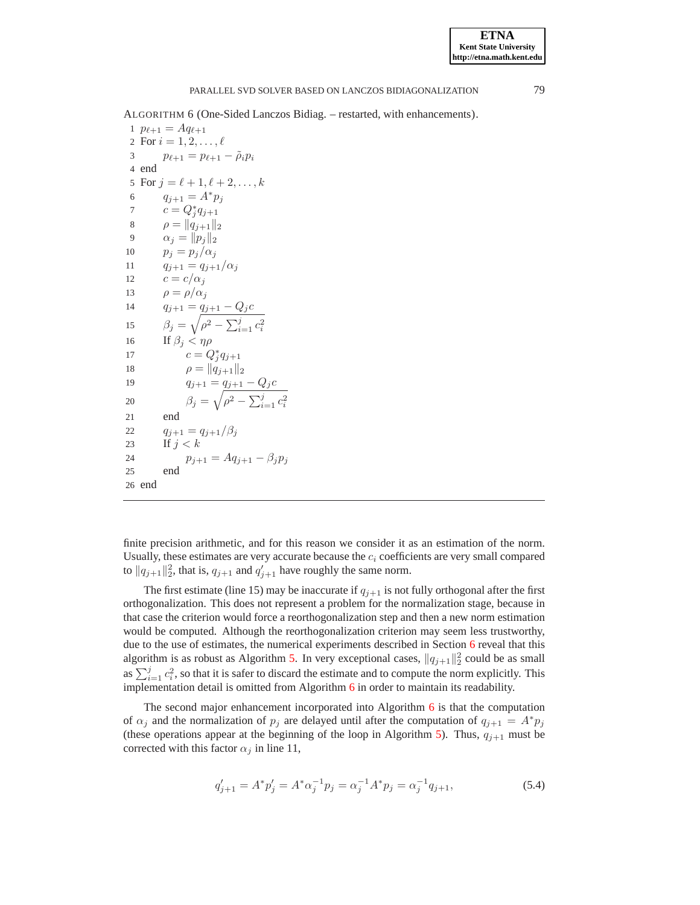ALGORITHM 6 (One-Sided Lanczos Bidiag. – restarted, with enhancements).

```
1  p_{ℓ+1} = A q_{ℓ+1}
2  For i = 1, 2, ..., ℓ
3       p_{ℓ+1} = p_{ℓ+1} − ρ̃_i p_i
4  end
5  For j = ℓ+1, ℓ+2, ..., k
6       q_{j+1} = A* p_j
7       c = Q_j* q_{j+1}
8       ρ = ||q_{j+1}||_2
9       α_j = ||p_j||_2
10      p_j = p_j / α_j
11      q_{j+1} = q_{j+1} / α_j
12      c = c / α_j
13      ρ = ρ / α_j
14      q_{j+1} = q_{j+1} − Q_j c
15      β_j = sqrt(ρ² − Σ_{i=1}^{j} c_i²)
16      If β_j < ηρ
17           c = Q_j* q_{j+1}
18           ρ = ||q_{j+1}||_2
19           q_{j+1} = q_{j+1} − Q_j c
20           β_j = sqrt(ρ² − Σ_{i=1}^{j} c_i²)
21      end
22      q_{j+1} = q_{j+1} / β_j
23      If j < k
24           p_{j+1} = A q_{j+1} − β_j p_j
25      end
26 end
```

finite precision arithmetic, and for this reason we consider it as an estimation of the norm. Usually, these estimates are very accurate because the $c_i$ coefficients are very small compared to $\|q_{j+1}\|_2^2$, that is, $q_{j+1}$ and $q'_{j+1}$ have roughly the same norm.

The first estimate (line 15) may be inaccurate if $q_{j+1}$ is not fully orthogonal after the first orthogonalization. This does not represent a problem for the normalization stage, because in that case the criterion would force a reorthogonalization step and then a new norm estimation would be computed. Although the reorthogonalization criterion may seem less trustworthy, due to the use of estimates, the numerical experiments described in Section 6 reveal that this algorithm is as robust as Algorithm 5. In very exceptional cases, $\|q_{j+1}\|_2^2$ could be as small as $\sum_{i=1}^{j} c_i^2$, so that it is safer to discard the estimate and to compute the norm explicitly. This implementation detail is omitted from Algorithm 6 in order to maintain its readability.

The second major enhancement incorporated into Algorithm 6 is that the computation of $\alpha_j$ and the normalization of $p_j$ are delayed until after the computation of $q_{j+1} = A^* p_j$ (these operations appear at the beginning of the loop in Algorithm 5). Thus, $q_{j+1}$ must be corrected with this factor $\alpha_j$ in line 11,

$$q'_{j+1} = A^* p'_j = A^* \alpha_j^{-1} p_j = \alpha_j^{-1} A^* p_j = \alpha_j^{-1} q_{j+1}, \tag{5.4}$$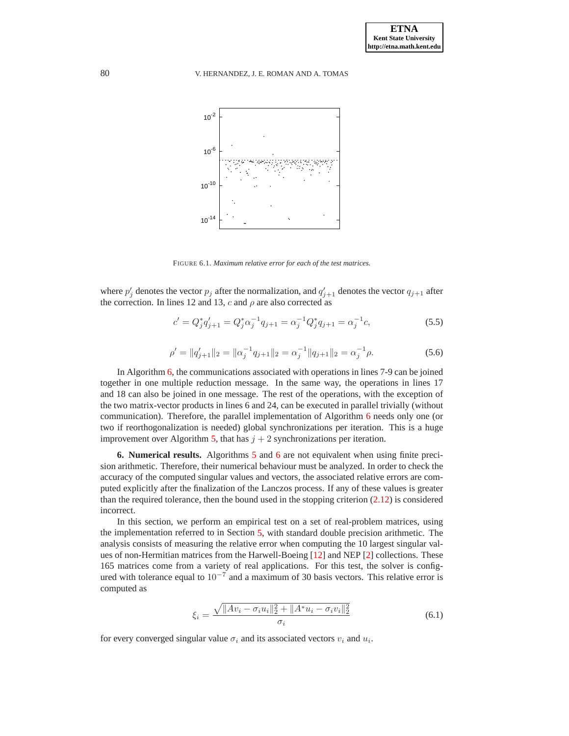FIGURE 6.1. *Maximum relative error for each of the test matrices.*

where $p'_j$ denotes the vector $p_j$ after the normalization, and $q'_{j+1}$ denotes the vector $q_{j+1}$ after the correction. In lines 12 and 13, $c$ and $\rho$ are also corrected as

$$c' = Q_j^* q'_{j+1} = Q_j^* \alpha_j^{-1} q_{j+1} = \alpha_j^{-1} Q_j^* q_{j+1} = \alpha_j^{-1} c, \tag{5.5}$$

$$\rho' = \|q'_{j+1}\|_2 = \|\alpha_j^{-1} q_{j+1}\|_2 = \alpha_j^{-1} \|q_{j+1}\|_2 = \alpha_j^{-1} \rho. \tag{5.6}$$

In Algorithm 6, the communications associated with operations in lines 7-9 can be joined together in one multiple reduction message. In the same way, the operations in lines 17 and 18 can also be joined in one message. The rest of the operations, with the exception of the two matrix-vector products in lines 6 and 24, can be executed in parallel trivially (without communication). Therefore, the parallel implementation of Algorithm 6 needs only one (or two if reorthogonalization is needed) global synchronizations per iteration. This is a huge improvement over Algorithm 5, that has $j + 2$ synchronizations per iteration.

**6. Numerical results.** Algorithms 5 and 6 are not equivalent when using finite precision arithmetic. Therefore, their numerical behaviour must be analyzed. In order to check the accuracy of the computed singular values and vectors, the associated relative errors are computed explicitly after the finalization of the Lanczos process. If any of these values is greater than the required tolerance, then the bound used in the stopping criterion (2.12) is considered incorrect.

In this section, we perform an empirical test on a set of real-problem matrices, using the implementation referred to in Section 5, with standard double precision arithmetic. The analysis consists of measuring the relative error when computing the 10 largest singular values of non-Hermitian matrices from the Harwell-Boeing [12] and NEP [2] collections. These 165 matrices come from a variety of real applications. For this test, the solver is configured with tolerance equal to $10^{-7}$ and a maximum of 30 basis vectors. This relative error is computed as

$$\xi_i = \frac{\sqrt{\|Av_i - \sigma_i u_i\|_2^2 + \|A^* u_i - \sigma_i v_i\|_2^2}}{\sigma_i} \tag{6.1}$$

for every converged singular value $\sigma_i$ and its associated vectors $v_i$ and $u_i$.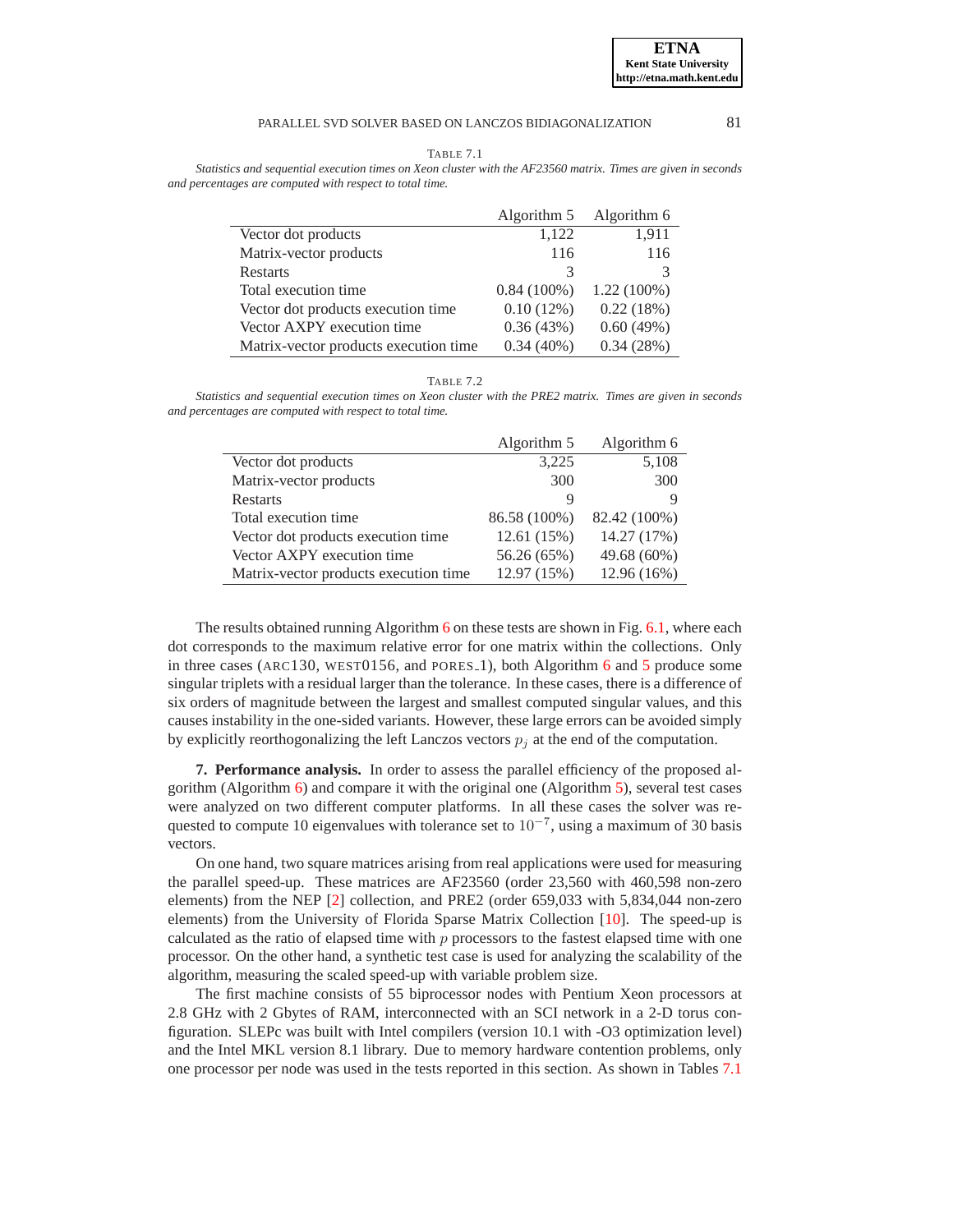TABLE 7.1

*Statistics and sequential execution times on Xeon cluster with the AF23560 matrix. Times are given in seconds and percentages are computed with respect to total time.*

| | Algorithm 5 | Algorithm 6 |
|---|---|---|
| Vector dot products | 1,122 | 1,911 |
| Matrix-vector products | 116 | 116 |
| Restarts | 3 | 3 |
| Total execution time | 0.84 (100%) | 1.22 (100%) |
| Vector dot products execution time | 0.10 (12%) | 0.22 (18%) |
| Vector AXPY execution time | 0.36 (43%) | 0.60 (49%) |
| Matrix-vector products execution time | 0.34 (40%) | 0.34 (28%) |

TABLE 7.2

*Statistics and sequential execution times on Xeon cluster with the PRE2 matrix. Times are given in seconds and percentages are computed with respect to total time.*

| | Algorithm 5 | Algorithm 6 |
|---|---|---|
| Vector dot products | 3,225 | 5,108 |
| Matrix-vector products | 300 | 300 |
| Restarts | 9 | 9 |
| Total execution time | 86.58 (100%) | 82.42 (100%) |
| Vector dot products execution time | 12.61 (15%) | 14.27 (17%) |
| Vector AXPY execution time | 56.26 (65%) | 49.68 (60%) |
| Matrix-vector products execution time | 12.97 (15%) | 12.96 (16%) |

The results obtained running Algorithm 6 on these tests are shown in Fig. 6.1, where each dot corresponds to the maximum relative error for one matrix within the collections. Only in three cases (ARC130, WEST0156, and PORES_1), both Algorithm 6 and 5 produce some singular triplets with a residual larger than the tolerance. In these cases, there is a difference of six orders of magnitude between the largest and smallest computed singular values, and this causes instability in the one-sided variants. However, these large errors can be avoided simply by explicitly reorthogonalizing the left Lanczos vectors $p_j$ at the end of the computation.

**7. Performance analysis.** In order to assess the parallel efficiency of the proposed algorithm (Algorithm 6) and compare it with the original one (Algorithm 5), several test cases were analyzed on two different computer platforms. In all these cases the solver was requested to compute 10 eigenvalues with tolerance set to $10^{-7}$, using a maximum of 30 basis vectors.

On one hand, two square matrices arising from real applications were used for measuring the parallel speed-up. These matrices are AF23560 (order 23,560 with 460,598 non-zero elements) from the NEP [2] collection, and PRE2 (order 659,033 with 5,834,044 non-zero elements) from the University of Florida Sparse Matrix Collection [10]. The speed-up is calculated as the ratio of elapsed time with $p$ processors to the fastest elapsed time with one processor. On the other hand, a synthetic test case is used for analyzing the scalability of the algorithm, measuring the scaled speed-up with variable problem size.

The first machine consists of 55 biprocessor nodes with Pentium Xeon processors at 2.8 GHz with 2 Gbytes of RAM, interconnected with an SCI network in a 2-D torus configuration. SLEPc was built with Intel compilers (version 10.1 with -O3 optimization level) and the Intel MKL version 8.1 library. Due to memory hardware contention problems, only one processor per node was used in the tests reported in this section. As shown in Tables 7.1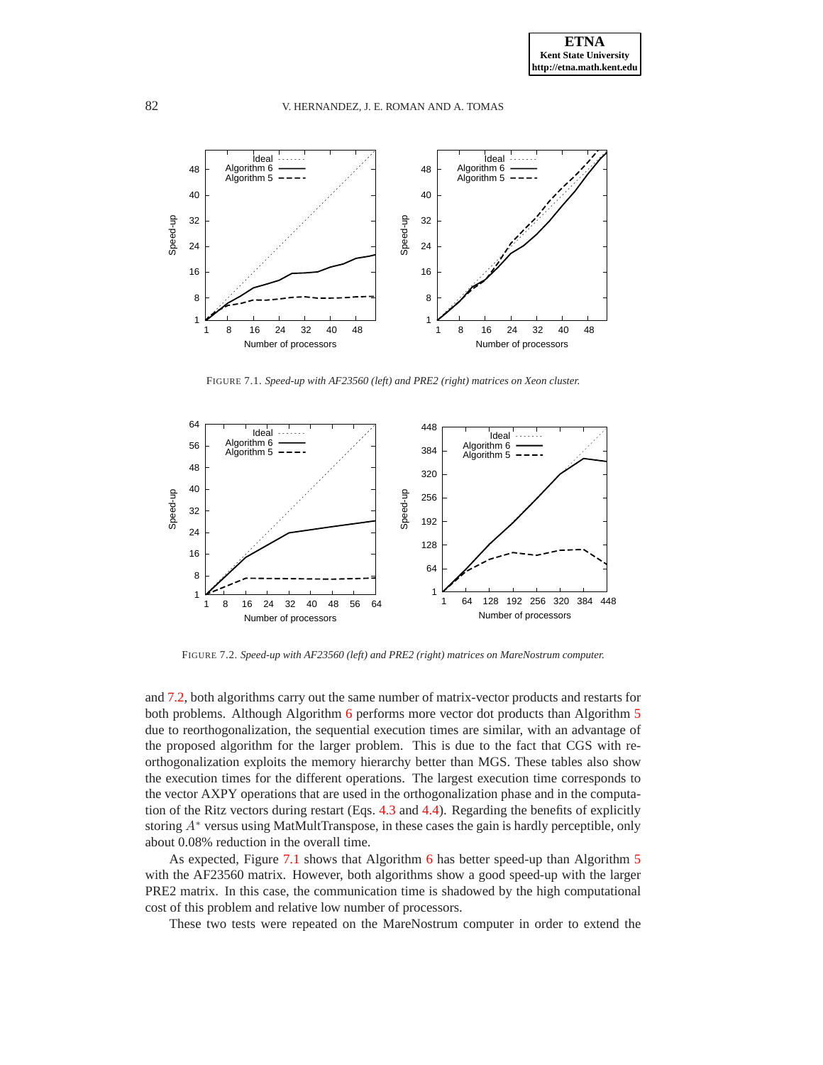FIGURE 7.1. *Speed-up with AF23560 (left) and PRE2 (right) matrices on Xeon cluster.*

FIGURE 7.2. *Speed-up with AF23560 (left) and PRE2 (right) matrices on MareNostrum computer.*

and 7.2, both algorithms carry out the same number of matrix-vector products and restarts for both problems. Although Algorithm 6 performs more vector dot products than Algorithm 5 due to reorthogonalization, the sequential execution times are similar, with an advantage of the proposed algorithm for the larger problem. This is due to the fact that CGS with reorthogonalization exploits the memory hierarchy better than MGS. These tables also show the execution times for the different operations. The largest execution time corresponds to the vector AXPY operations that are used in the orthogonalization phase and in the computation of the Ritz vectors during restart (Eqs. 4.3 and 4.4). Regarding the benefits of explicitly storing $A^*$ versus using MatMultTranspose, in these cases the gain is hardly perceptible, only about 0.08% reduction in the overall time.

As expected, Figure 7.1 shows that Algorithm 6 has better speed-up than Algorithm 5 with the AF23560 matrix. However, both algorithms show a good speed-up with the larger PRE2 matrix. In this case, the communication time is shadowed by the high computational cost of this problem and relative low number of processors.

These two tests were repeated on the MareNostrum computer in order to extend the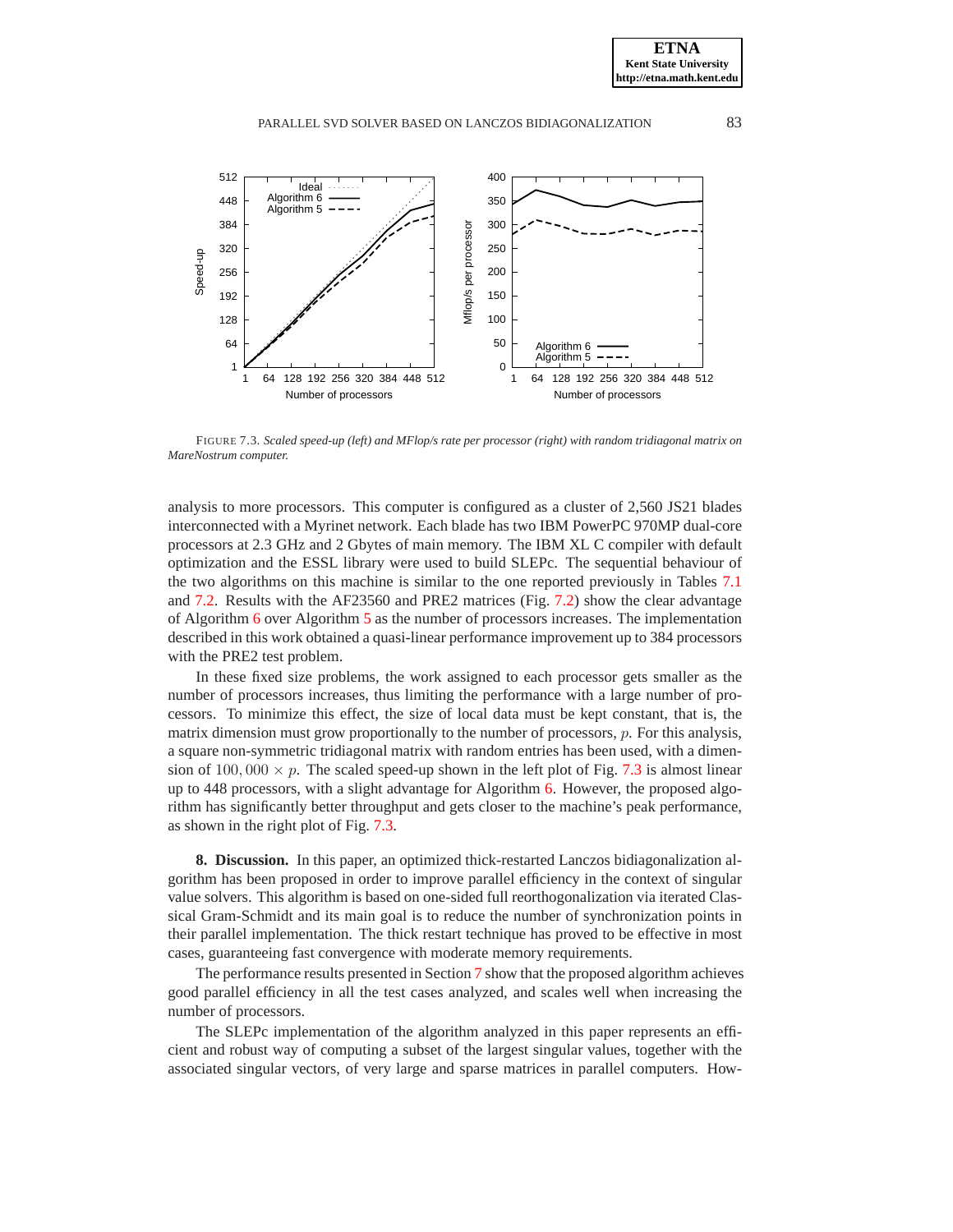FIGURE 7.3. *Scaled speed-up (left) and MFlop/s rate per processor (right) with random tridiagonal matrix on MareNostrum computer.*

analysis to more processors. This computer is configured as a cluster of 2,560 JS21 blades interconnected with a Myrinet network. Each blade has two IBM PowerPC 970MP dual-core processors at 2.3 GHz and 2 Gbytes of main memory. The IBM XL C compiler with default optimization and the ESSL library were used to build SLEPc. The sequential behaviour of the two algorithms on this machine is similar to the one reported previously in Tables 7.1 and 7.2. Results with the AF23560 and PRE2 matrices (Fig. 7.2) show the clear advantage of Algorithm 6 over Algorithm 5 as the number of processors increases. The implementation described in this work obtained a quasi-linear performance improvement up to 384 processors with the PRE2 test problem.

In these fixed size problems, the work assigned to each processor gets smaller as the number of processors increases, thus limiting the performance with a large number of processors. To minimize this effect, the size of local data must be kept constant, that is, the matrix dimension must grow proportionally to the number of processors, $p$. For this analysis, a square non-symmetric tridiagonal matrix with random entries has been used, with a dimension of $100,000 \times p$. The scaled speed-up shown in the left plot of Fig. 7.3 is almost linear up to 448 processors, with a slight advantage for Algorithm 6. However, the proposed algorithm has significantly better throughput and gets closer to the machine's peak performance, as shown in the right plot of Fig. 7.3.

**8. Discussion.** In this paper, an optimized thick-restarted Lanczos bidiagonalization algorithm has been proposed in order to improve parallel efficiency in the context of singular value solvers. This algorithm is based on one-sided full reorthogonalization via iterated Classical Gram-Schmidt and its main goal is to reduce the number of synchronization points in their parallel implementation. The thick restart technique has proved to be effective in most cases, guaranteeing fast convergence with moderate memory requirements.

The performance results presented in Section 7 show that the proposed algorithm achieves good parallel efficiency in all the test cases analyzed, and scales well when increasing the number of processors.

The SLEPc implementation of the algorithm analyzed in this paper represents an efficient and robust way of computing a subset of the largest singular values, together with the associated singular vectors, of very large and sparse matrices in parallel computers. How-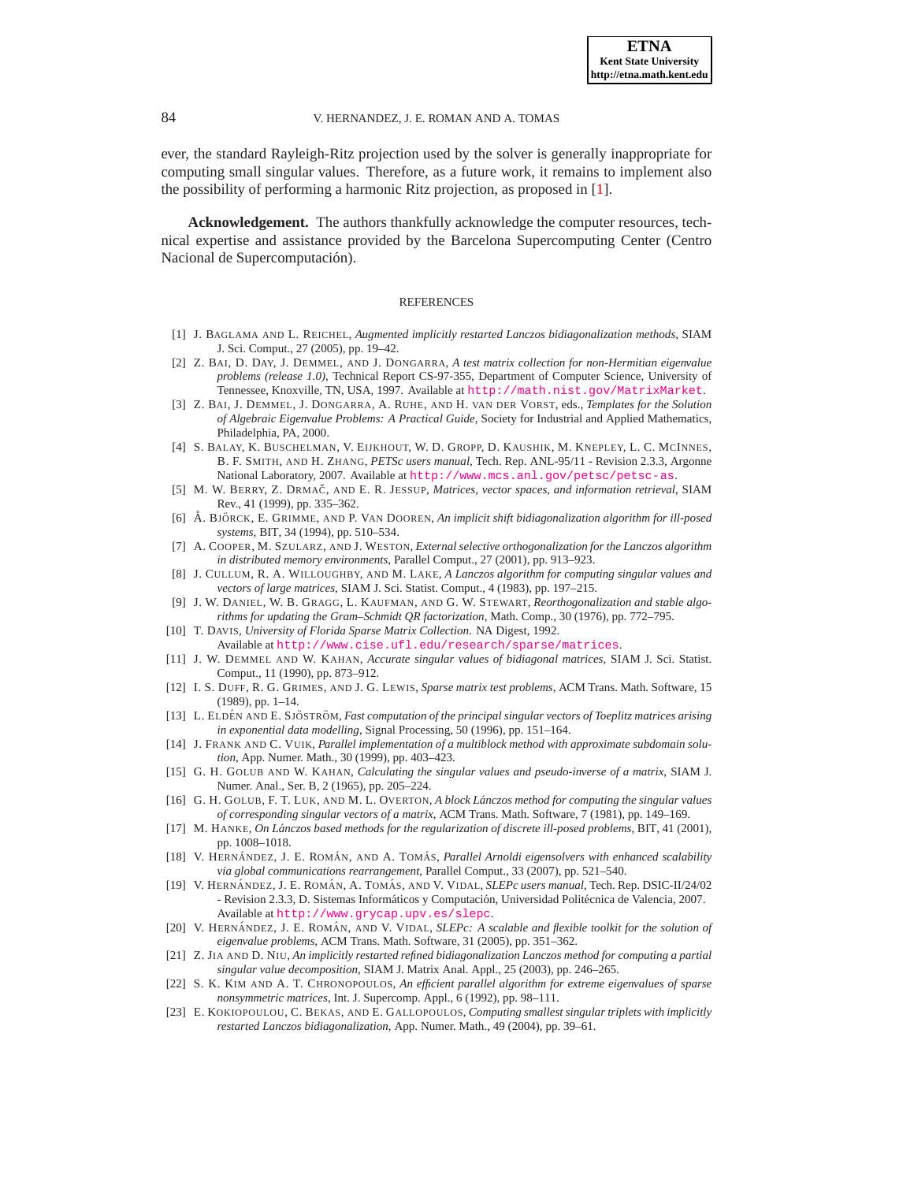ever, the standard Rayleigh-Ritz projection used by the solver is generally inappropriate for computing small singular values. Therefore, as a future work, it remains to implement also the possibility of performing a harmonic Ritz projection, as proposed in [1].

**Acknowledgement.** The authors thankfully acknowledge the computer resources, technical expertise and assistance provided by the Barcelona Supercomputing Center (Centro Nacional de Supercomputación).

## REFERENCES

[1] J. Baglama and L. Reichel, *Augmented implicitly restarted Lanczos bidiagonalization methods*, SIAM J. Sci. Comput., 27 (2005), pp. 19–42.

[2] Z. Bai, D. Day, J. Demmel, and J. Dongarra, *A test matrix collection for non-Hermitian eigenvalue problems (release 1.0)*, Technical Report CS-97-355, Department of Computer Science, University of Tennessee, Knoxville, TN, USA, 1997. Available at http://math.nist.gov/MatrixMarket.

[3] Z. Bai, J. Demmel, J. Dongarra, A. Ruhe, and H. van der Vorst, eds., *Templates for the Solution of Algebraic Eigenvalue Problems: A Practical Guide*, Society for Industrial and Applied Mathematics, Philadelphia, PA, 2000.

[4] S. Balay, K. Buschelman, V. Eijkhout, W. D. Gropp, D. Kaushik, M. Knepley, L. C. McInnes, B. F. Smith, and H. Zhang, *PETSc users manual*, Tech. Rep. ANL-95/11 - Revision 2.3.3, Argonne National Laboratory, 2007. Available at http://www.mcs.anl.gov/petsc/petsc-as.

[5] M. W. Berry, Z. Drmač, and E. R. Jessup, *Matrices, vector spaces, and information retrieval*, SIAM Rev., 41 (1999), pp. 335–362.

[6] Å. Björck, E. Grimme, and P. Van Dooren, *An implicit shift bidiagonalization algorithm for ill-posed systems*, BIT, 34 (1994), pp. 510–534.

[7] A. Cooper, M. Szularz, and J. Weston, *External selective orthogonalization for the Lanczos algorithm in distributed memory environments*, Parallel Comput., 27 (2001), pp. 913–923.

[8] J. Cullum, R. A. Willoughby, and M. Lake, *A Lanczos algorithm for computing singular values and vectors of large matrices*, SIAM J. Sci. Statist. Comput., 4 (1983), pp. 197–215.

[9] J. W. Daniel, W. B. Gragg, L. Kaufman, and G. W. Stewart, *Reorthogonalization and stable algorithms for updating the Gram–Schmidt QR factorization*, Math. Comp., 30 (1976), pp. 772–795.

[10] T. Davis, *University of Florida Sparse Matrix Collection*. NA Digest, 1992. Available at http://www.cise.ufl.edu/research/sparse/matrices.

[11] J. W. Demmel and W. Kahan, *Accurate singular values of bidiagonal matrices*, SIAM J. Sci. Statist. Comput., 11 (1990), pp. 873–912.

[12] I. S. Duff, R. G. Grimes, and J. G. Lewis, *Sparse matrix test problems*, ACM Trans. Math. Software, 15 (1989), pp. 1–14.

[13] L. Eldén and E. Sjöström, *Fast computation of the principal singular vectors of Toeplitz matrices arising in exponential data modelling*, Signal Processing, 50 (1996), pp. 151–164.

[14] J. Frank and C. Vuik, *Parallel implementation of a multiblock method with approximate subdomain solution*, App. Numer. Math., 30 (1999), pp. 403–423.

[15] G. H. Golub and W. Kahan, *Calculating the singular values and pseudo-inverse of a matrix*, SIAM J. Numer. Anal., Ser. B, 2 (1965), pp. 205–224.

[16] G. H. Golub, F. T. Luk, and M. L. Overton, *A block Lánczos method for computing the singular values of corresponding singular vectors of a matrix*, ACM Trans. Math. Software, 7 (1981), pp. 149–169.

[17] M. Hanke, *On Lánczos based methods for the regularization of discrete ill-posed problems*, BIT, 41 (2001), pp. 1008–1018.

[18] V. Hernández, J. E. Román, and A. Tomás, *Parallel Arnoldi eigensolvers with enhanced scalability via global communications rearrangement*, Parallel Comput., 33 (2007), pp. 521–540.

[19] V. Hernández, J. E. Román, A. Tomás, and V. Vidal, *SLEPc users manual*, Tech. Rep. DSIC-II/24/02 - Revision 2.3.3, D. Sistemas Informáticos y Computación, Universidad Politécnica de Valencia, 2007. Available at http://www.grycap.upv.es/slepc.

[20] V. Hernández, J. E. Román, and V. Vidal, *SLEPc: A scalable and flexible toolkit for the solution of eigenvalue problems*, ACM Trans. Math. Software, 31 (2005), pp. 351–362.

[21] Z. Jia and D. Niu, *An implicitly restarted refined bidiagonalization Lanczos method for computing a partial singular value decomposition*, SIAM J. Matrix Anal. Appl., 25 (2003), pp. 246–265.

[22] S. K. Kim and A. T. Chronopoulos, *An efficient parallel algorithm for extreme eigenvalues of sparse nonsymmetric matrices*, Int. J. Supercomp. Appl., 6 (1992), pp. 98–111.

[23] E. Kokiopoulou, C. Bekas, and E. Gallopoulos, *Computing smallest singular triplets with implicitly restarted Lanczos bidiagonalization*, App. Numer. Math., 49 (2004), pp. 39–61.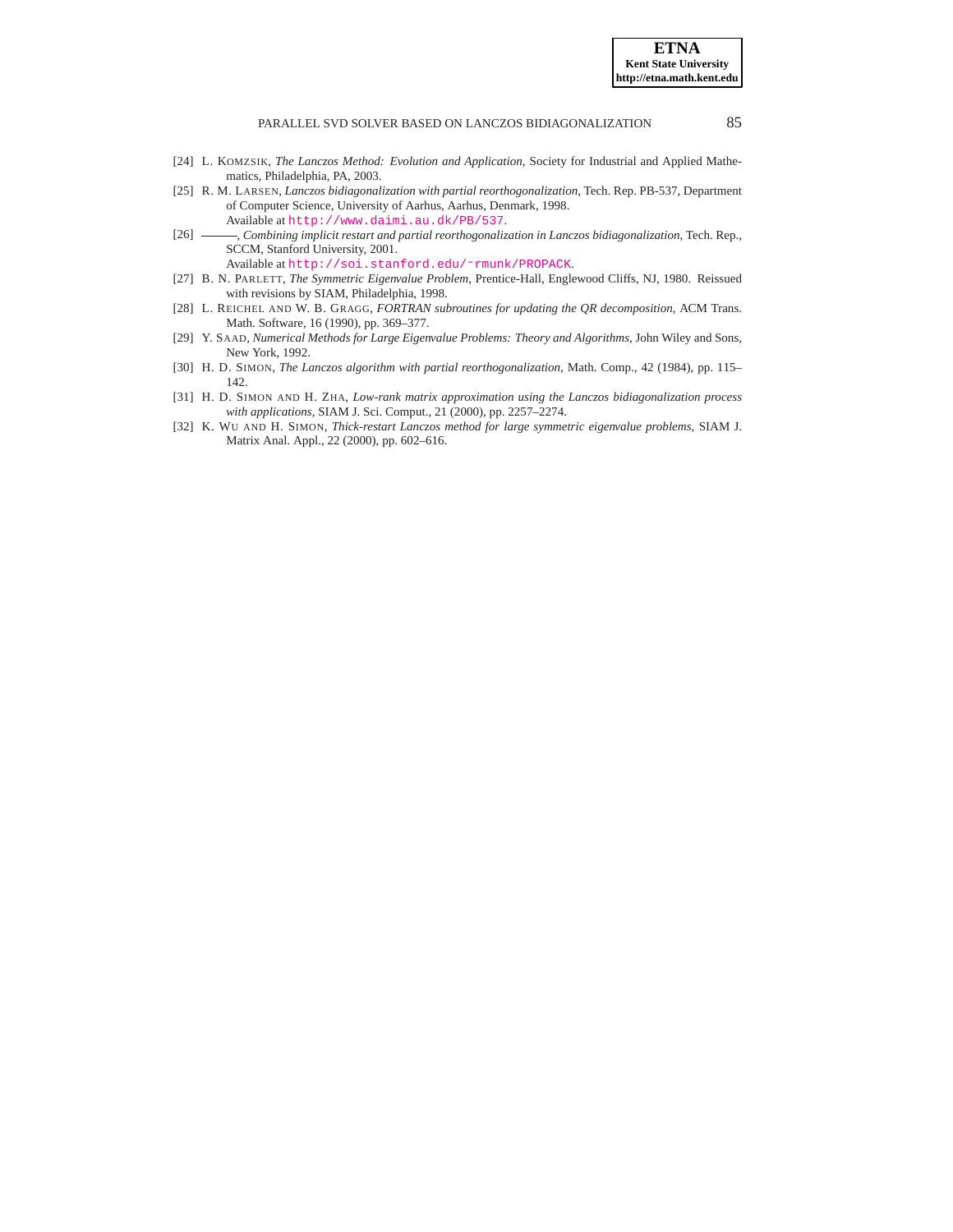[24] L. Komzsik, *The Lanczos Method: Evolution and Application*, Society for Industrial and Applied Mathematics, Philadelphia, PA, 2003.

[25] R. M. Larsen, *Lanczos bidiagonalization with partial reorthogonalization*, Tech. Rep. PB-537, Department of Computer Science, University of Aarhus, Aarhus, Denmark, 1998.
Available at http://www.daimi.au.dk/PB/537.

[26] ———, *Combining implicit restart and partial reorthogonalization in Lanczos bidiagonalization*, Tech. Rep., SCCM, Stanford University, 2001.
Available at http://soi.stanford.edu/~rmunk/PROPACK.

[27] B. N. Parlett, *The Symmetric Eigenvalue Problem*, Prentice-Hall, Englewood Cliffs, NJ, 1980. Reissued with revisions by SIAM, Philadelphia, 1998.

[28] L. Reichel and W. B. Gragg, *FORTRAN subroutines for updating the QR decomposition*, ACM Trans. Math. Software, 16 (1990), pp. 369–377.

[29] Y. Saad, *Numerical Methods for Large Eigenvalue Problems: Theory and Algorithms*, John Wiley and Sons, New York, 1992.

[30] H. D. Simon, *The Lanczos algorithm with partial reorthogonalization*, Math. Comp., 42 (1984), pp. 115–142.

[31] H. D. Simon and H. Zha, *Low-rank matrix approximation using the Lanczos bidiagonalization process with applications*, SIAM J. Sci. Comput., 21 (2000), pp. 2257–2274.

[32] K. Wu and H. Simon, *Thick-restart Lanczos method for large symmetric eigenvalue problems*, SIAM J. Matrix Anal. Appl., 22 (2000), pp. 602–616.